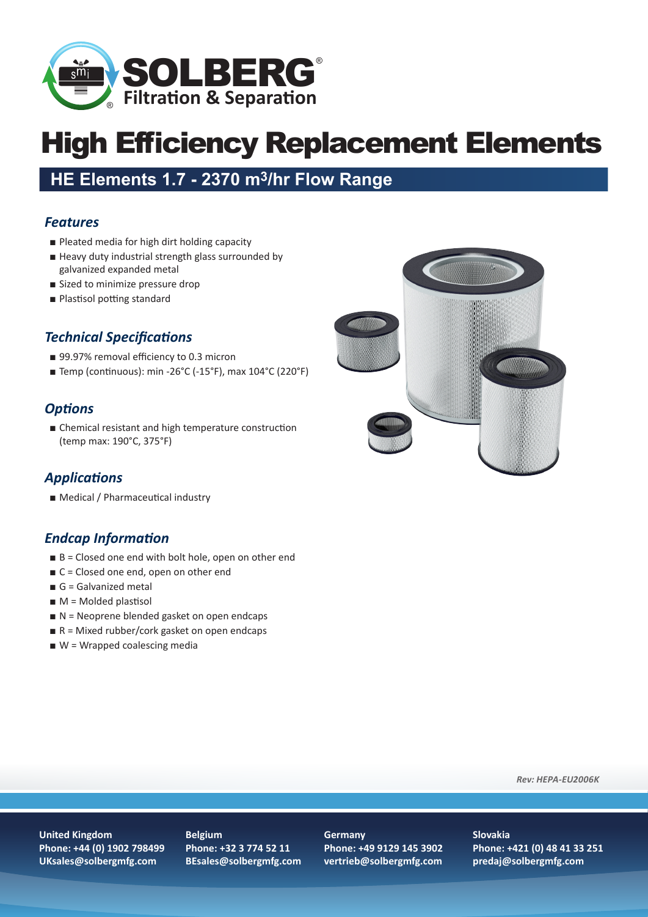# High Efficiency Replacement Elements

## HE Elements 1.7 - 2370 m³/hr Flow Range

### *Features*

- Pleated media for high dirt holding capacity
- Heavy duty industrial strength glass surrounded by galvanized expanded metal
- Sized to minimize pressure drop
- Plastisol potting standard

### *Technical Specifications*

- 99.97% removal efficiency to 0.3 micron
- Temp (continuous): min -26°C (-15°F), max 104°C (220°F)

### *Options*

- Chemical resistant and high temperature construction (temp max: 190°C, 375°F)

### *Applications*

- Medical / Pharmaceutical industry

### *Endcap Information*

- B = Closed one end with bolt hole, open on other end
- C = Closed one end, open on other end
- G = Galvanized metal
- M = Molded plastisol
- N = Neoprene blended gasket on open endcaps
- R = Mixed rubber/cork gasket on open endcaps
- W = Wrapped coalescing media

*Rev: HEPA-EU2006K*

**United Kingdom**
**Phone: +44 (0) 1902 798499**
**UKsales@solbergmfg.com**

**Belgium**
**Phone: +32 3 774 52 11**
**BEsales@solbergmfg.com**

**Germany**
**Phone: +49 9129 145 3902**
**vertrieb@solbergmfg.com**

**Slovakia**
**Phone: +421 (0) 48 41 33 251**
**predaj@solbergmfg.com**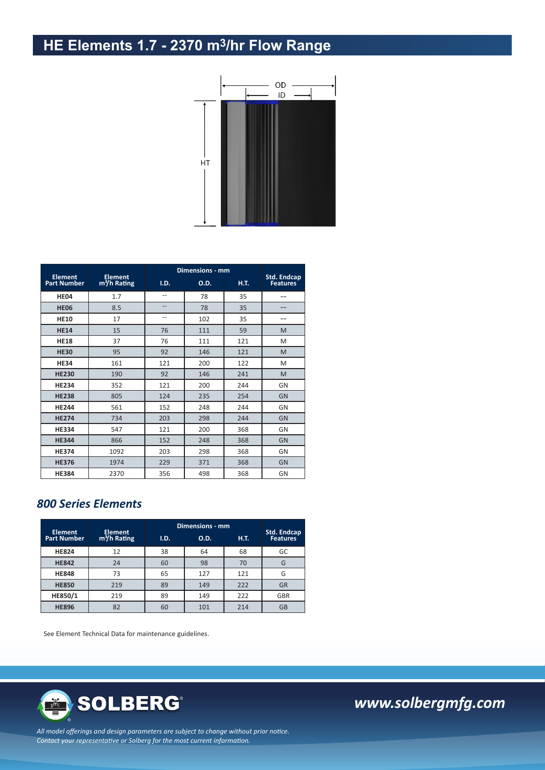# HE Elements 1.7 - 2370 $m^3$/hr Flow Range

OD
ID
HT

| Element Part Number | Element $m^3$/h Rating | Dimensions - mm | | | Std. Endcap Features |
|---|---|---|---|---|---|
| | | I.D. | O.D. | H.T. | |
| HE04 | 1.7 | -- | 78 | 35 | -- |
| HE06 | 8.5 | -- | 78 | 35 | -- |
| HE10 | 17 | -- | 102 | 35 | -- |
| HE14 | 15 | 76 | 111 | 59 | M |
| HE18 | 37 | 76 | 111 | 121 | M |
| HE30 | 95 | 92 | 146 | 121 | M |
| HE34 | 161 | 121 | 200 | 122 | M |
| HE230 | 190 | 92 | 146 | 241 | M |
| HE234 | 352 | 121 | 200 | 244 | GN |
| HE238 | 805 | 124 | 235 | 254 | GN |
| HE244 | 561 | 152 | 248 | 244 | GN |
| HE274 | 734 | 203 | 298 | 244 | GN |
| HE334 | 547 | 121 | 200 | 368 | GN |
| HE344 | 866 | 152 | 248 | 368 | GN |
| HE374 | 1092 | 203 | 298 | 368 | GN |
| HE376 | 1974 | 229 | 371 | 368 | GN |
| HE384 | 2370 | 356 | 498 | 368 | GN |

## *800 Series Elements*

| Element Part Number | Element $m^3$/h Rating | Dimensions - mm | | | Std. Endcap Features |
|---|---|---|---|---|---|
| | | I.D. | O.D. | H.T. | |
| HE824 | 12 | 38 | 64 | 68 | GC |
| HE842 | 24 | 60 | 98 | 70 | G |
| HE848 | 73 | 65 | 127 | 121 | G |
| HE850 | 219 | 89 | 149 | 222 | GR |
| HE850/1 | 219 | 89 | 149 | 222 | GBR |
| HE896 | 82 | 60 | 101 | 214 | GB |

See Element Technical Data for maintenance guidelines.

SOLBERG®

*www.solbergmfg.com*

*All model offerings and design parameters are subject to change without prior notice.*
*Contact your representative or Solberg for the most current information.*